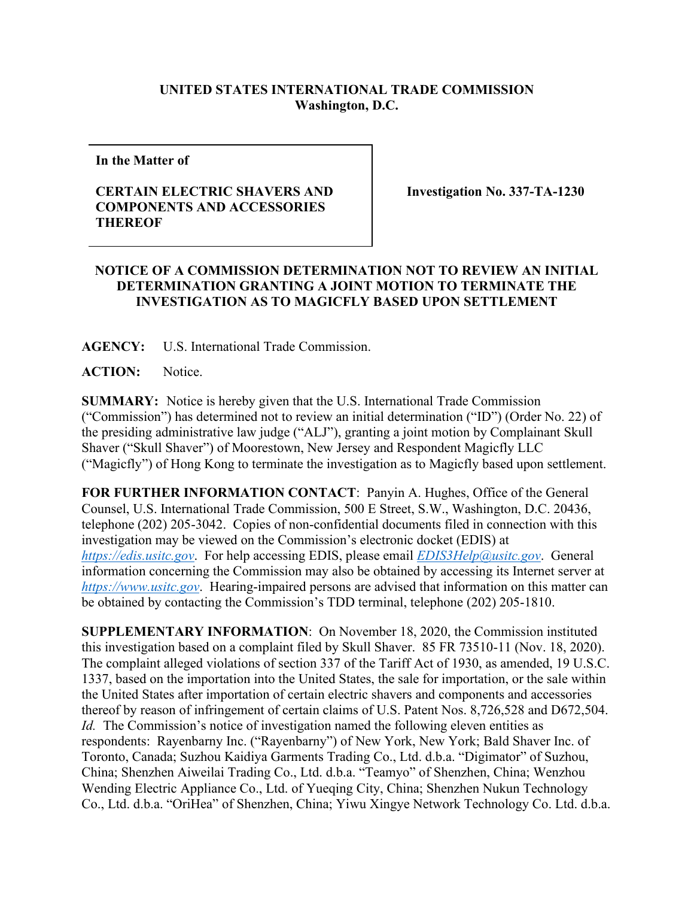**UNITED STATES INTERNATIONAL TRADE COMMISSION**
**Washington, D.C.**

| | |
|---|---|
| **In the Matter of**<br><br>**CERTAIN ELECTRIC SHAVERS AND COMPONENTS AND ACCESSORIES THEREOF** | **Investigation No. 337-TA-1230** |

## NOTICE OF A COMMISSION DETERMINATION NOT TO REVIEW AN INITIAL DETERMINATION GRANTING A JOINT MOTION TO TERMINATE THE INVESTIGATION AS TO MAGICFLY BASED UPON SETTLEMENT

**AGENCY:** U.S. International Trade Commission.

**ACTION:** Notice.

**SUMMARY:** Notice is hereby given that the U.S. International Trade Commission ("Commission") has determined not to review an initial determination ("ID") (Order No. 22) of the presiding administrative law judge ("ALJ"), granting a joint motion by Complainant Skull Shaver ("Skull Shaver") of Moorestown, New Jersey and Respondent Magicfly LLC ("Magicfly") of Hong Kong to terminate the investigation as to Magicfly based upon settlement.

**FOR FURTHER INFORMATION CONTACT**: Panyin A. Hughes, Office of the General Counsel, U.S. International Trade Commission, 500 E Street, S.W., Washington, D.C. 20436, telephone (202) 205-3042. Copies of non-confidential documents filed in connection with this investigation may be viewed on the Commission's electronic docket (EDIS) at *https://edis.usitc.gov*. For help accessing EDIS, please email *EDIS3Help@usitc.gov*. General information concerning the Commission may also be obtained by accessing its Internet server at *https://www.usitc.gov*. Hearing-impaired persons are advised that information on this matter can be obtained by contacting the Commission's TDD terminal, telephone (202) 205-1810.

**SUPPLEMENTARY INFORMATION**: On November 18, 2020, the Commission instituted this investigation based on a complaint filed by Skull Shaver. 85 FR 73510-11 (Nov. 18, 2020). The complaint alleged violations of section 337 of the Tariff Act of 1930, as amended, 19 U.S.C. 1337, based on the importation into the United States, the sale for importation, or the sale within the United States after importation of certain electric shavers and components and accessories thereof by reason of infringement of certain claims of U.S. Patent Nos. 8,726,528 and D672,504. *Id.* The Commission's notice of investigation named the following eleven entities as respondents: Rayenbarny Inc. ("Rayenbarny") of New York, New York; Bald Shaver Inc. of Toronto, Canada; Suzhou Kaidiya Garments Trading Co., Ltd. d.b.a. "Digimator" of Suzhou, China; Shenzhen Aiweilai Trading Co., Ltd. d.b.a. "Teamyo" of Shenzhen, China; Wenzhou Wending Electric Appliance Co., Ltd. of Yueqing City, China; Shenzhen Nukun Technology Co., Ltd. d.b.a. "OriHea" of Shenzhen, China; Yiwu Xingye Network Technology Co. Ltd. d.b.a.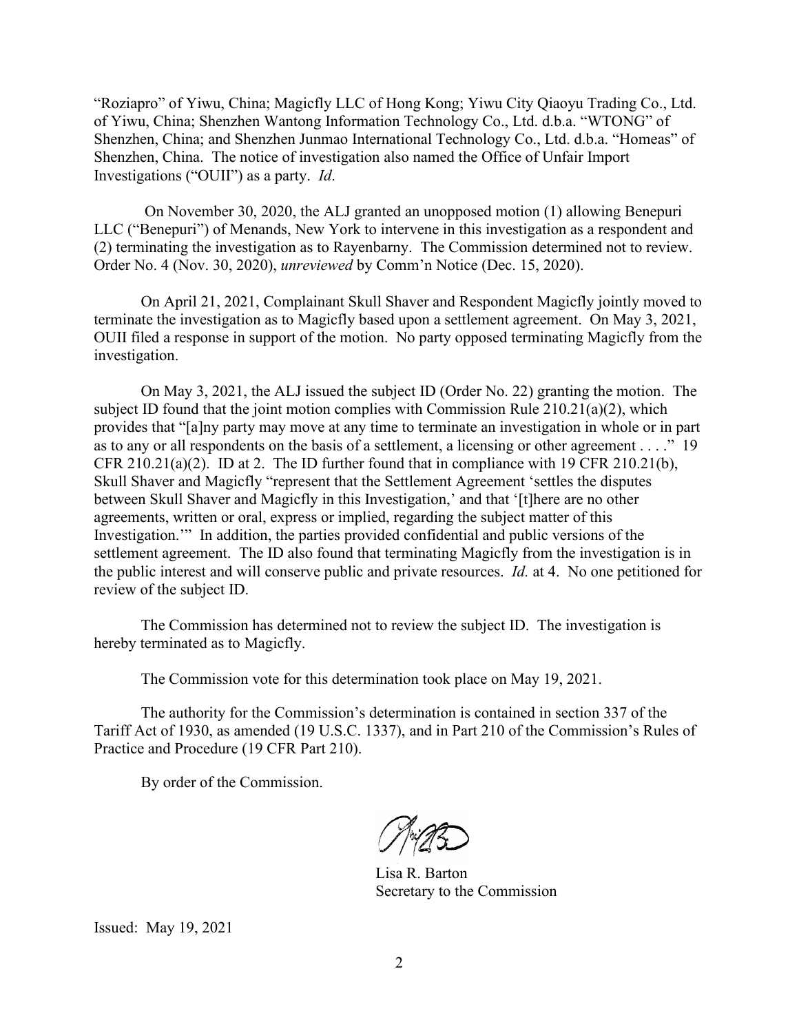"Roziapro" of Yiwu, China; Magicfly LLC of Hong Kong; Yiwu City Qiaoyu Trading Co., Ltd. of Yiwu, China; Shenzhen Wantong Information Technology Co., Ltd. d.b.a. "WTONG" of Shenzhen, China; and Shenzhen Junmao International Technology Co., Ltd. d.b.a. "Homeas" of Shenzhen, China. The notice of investigation also named the Office of Unfair Import Investigations ("OUII") as a party. *Id*.

On November 30, 2020, the ALJ granted an unopposed motion (1) allowing Benepuri LLC ("Benepuri") of Menands, New York to intervene in this investigation as a respondent and (2) terminating the investigation as to Rayenbarny. The Commission determined not to review. Order No. 4 (Nov. 30, 2020), *unreviewed* by Comm'n Notice (Dec. 15, 2020).

On April 21, 2021, Complainant Skull Shaver and Respondent Magicfly jointly moved to terminate the investigation as to Magicfly based upon a settlement agreement. On May 3, 2021, OUII filed a response in support of the motion. No party opposed terminating Magicfly from the investigation.

On May 3, 2021, the ALJ issued the subject ID (Order No. 22) granting the motion. The subject ID found that the joint motion complies with Commission Rule 210.21(a)(2), which provides that "[a]ny party may move at any time to terminate an investigation in whole or in part as to any or all respondents on the basis of a settlement, a licensing or other agreement . . . ." 19 CFR 210.21(a)(2). ID at 2. The ID further found that in compliance with 19 CFR 210.21(b), Skull Shaver and Magicfly "represent that the Settlement Agreement 'settles the disputes between Skull Shaver and Magicfly in this Investigation,' and that '[t]here are no other agreements, written or oral, express or implied, regarding the subject matter of this Investigation.'" In addition, the parties provided confidential and public versions of the settlement agreement. The ID also found that terminating Magicfly from the investigation is in the public interest and will conserve public and private resources. *Id.* at 4. No one petitioned for review of the subject ID.

The Commission has determined not to review the subject ID. The investigation is hereby terminated as to Magicfly.

The Commission vote for this determination took place on May 19, 2021.

The authority for the Commission's determination is contained in section 337 of the Tariff Act of 1930, as amended (19 U.S.C. 1337), and in Part 210 of the Commission's Rules of Practice and Procedure (19 CFR Part 210).

By order of the Commission.

Lisa R. Barton
Secretary to the Commission

Issued: May 19, 2021